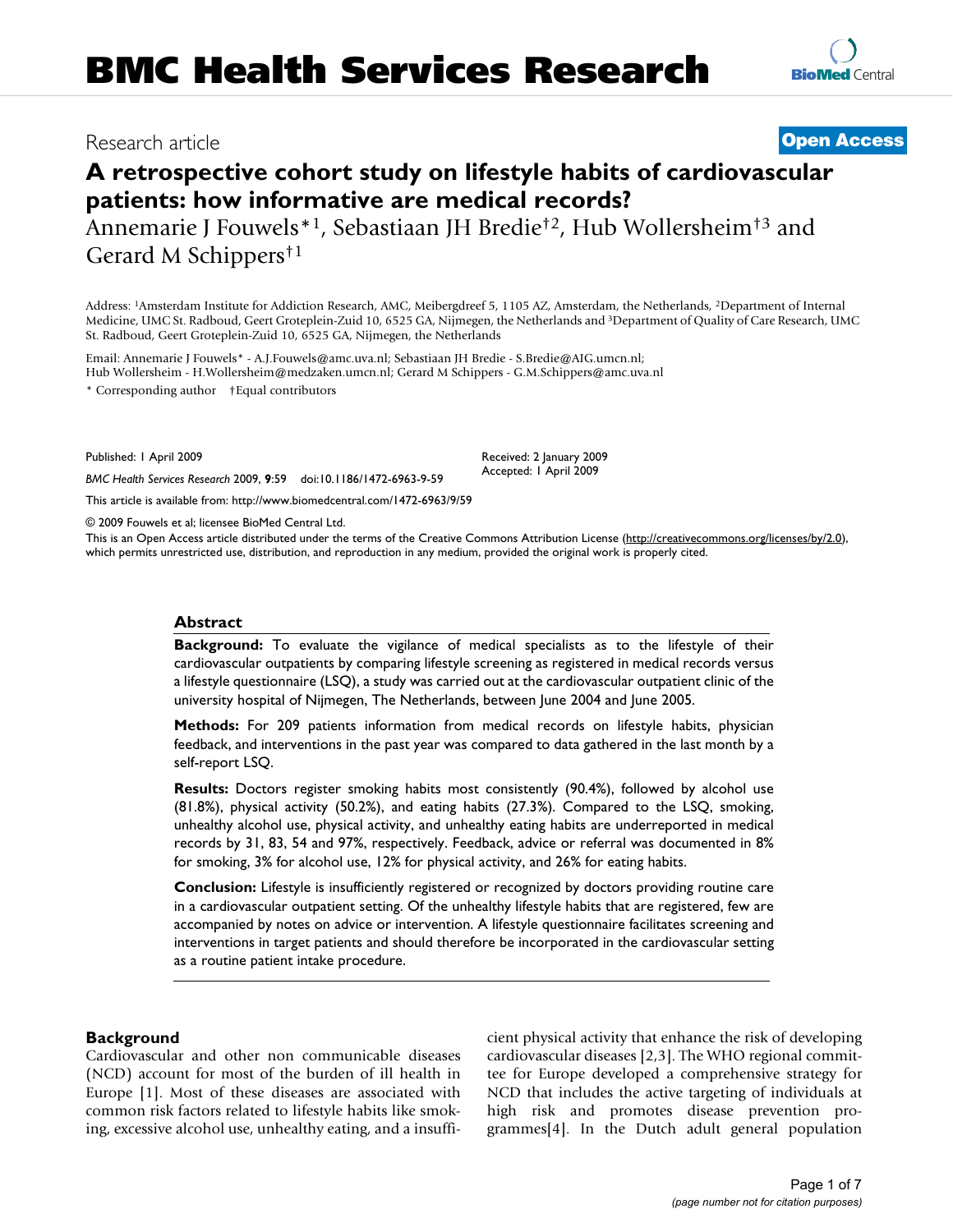Research article

**Open Access**

# A retrospective cohort study on lifestyle habits of cardiovascular patients: how informative are medical records?

Annemarie J Fouwels*[1], Sebastiaan JH Bredie†[2], Hub Wollersheim†[3] and Gerard M Schippers†[1]

Address: [1]Amsterdam Institute for Addiction Research, AMC, Meibergdreef 5, 1105 AZ, Amsterdam, the Netherlands, [2]Department of Internal Medicine, UMC St. Radboud, Geert Grooteplein-Zuid 10, 6525 GA, Nijmegen, the Netherlands and [3]Department of Quality of Care Research, UMC St. Radboud, Geert Grooteplein-Zuid 10, 6525 GA, Nijmegen, the Netherlands

Email: Annemarie J Fouwels* - A.J.Fouwels@amc.uva.nl; Sebastiaan JH Bredie - S.Bredie@AIG.umcn.nl; Hub Wollersheim - H.Wollersheim@medzaken.umcn.nl; Gerard M Schippers - G.M.Schippers@amc.uva.nl

* Corresponding author †Equal contributors

Published: 1 April 2009

*BMC Health Services Research* 2009, **9**:59 doi:10.1186/1472-6963-9-59

Received: 2 January 2009
Accepted: 1 April 2009

This article is available from: http://www.biomedcentral.com/1472-6963/9/59

© 2009 Fouwels et al; licensee BioMed Central Ltd.

This is an Open Access article distributed under the terms of the Creative Commons Attribution License (http://creativecommons.org/licenses/by/2.0), which permits unrestricted use, distribution, and reproduction in any medium, provided the original work is properly cited.

## Abstract

**Background:** To evaluate the vigilance of medical specialists as to the lifestyle of their cardiovascular outpatients by comparing lifestyle screening as registered in medical records versus a lifestyle questionnaire (LSQ), a study was carried out at the cardiovascular outpatient clinic of the university hospital of Nijmegen, The Netherlands, between June 2004 and June 2005.

**Methods:** For 209 patients information from medical records on lifestyle habits, physician feedback, and interventions in the past year was compared to data gathered in the last month by a self-report LSQ.

**Results:** Doctors register smoking habits most consistently (90.4%), followed by alcohol use (81.8%), physical activity (50.2%), and eating habits (27.3%). Compared to the LSQ, smoking, unhealthy alcohol use, physical activity, and unhealthy eating habits are underreported in medical records by 31, 83, 54 and 97%, respectively. Feedback, advice or referral was documented in 8% for smoking, 3% for alcohol use, 12% for physical activity, and 26% for eating habits.

**Conclusion:** Lifestyle is insufficiently registered or recognized by doctors providing routine care in a cardiovascular outpatient setting. Of the unhealthy lifestyle habits that are registered, few are accompanied by notes on advice or intervention. A lifestyle questionnaire facilitates screening and interventions in target patients and should therefore be incorporated in the cardiovascular setting as a routine patient intake procedure.

## Background

Cardiovascular and other non communicable diseases (NCD) account for most of the burden of ill health in Europe [1]. Most of these diseases are associated with common risk factors related to lifestyle habits like smoking, excessive alcohol use, unhealthy eating, and a insufficient physical activity that enhance the risk of developing cardiovascular diseases [2,3]. The WHO regional committee for Europe developed a comprehensive strategy for NCD that includes the active targeting of individuals at high risk and promotes disease prevention programmes[4]. In the Dutch adult general population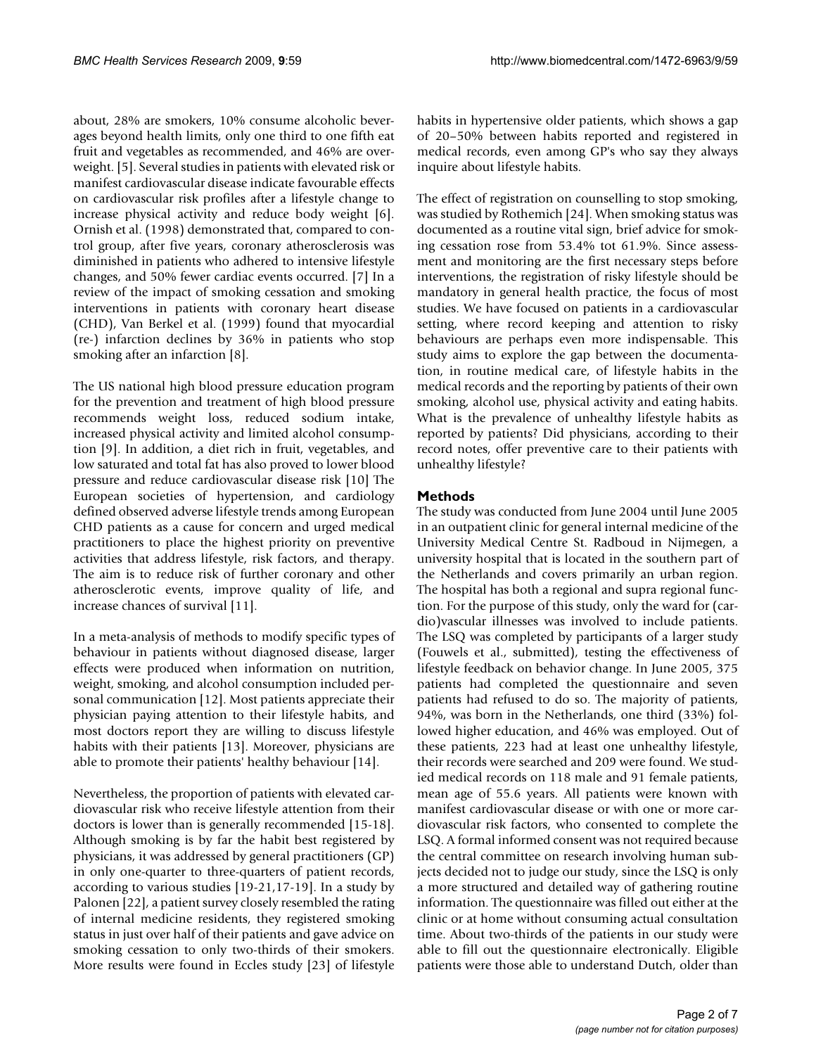about, 28% are smokers, 10% consume alcoholic beverages beyond health limits, only one third to one fifth eat fruit and vegetables as recommended, and 46% are overweight. [5]. Several studies in patients with elevated risk or manifest cardiovascular disease indicate favourable effects on cardiovascular risk profiles after a lifestyle change to increase physical activity and reduce body weight [6]. Ornish et al. (1998) demonstrated that, compared to control group, after five years, coronary atherosclerosis was diminished in patients who adhered to intensive lifestyle changes, and 50% fewer cardiac events occurred. [7] In a review of the impact of smoking cessation and smoking interventions in patients with coronary heart disease (CHD), Van Berkel et al. (1999) found that myocardial (re-) infarction declines by 36% in patients who stop smoking after an infarction [8].

The US national high blood pressure education program for the prevention and treatment of high blood pressure recommends weight loss, reduced sodium intake, increased physical activity and limited alcohol consumption [9]. In addition, a diet rich in fruit, vegetables, and low saturated and total fat has also proved to lower blood pressure and reduce cardiovascular disease risk [10] The European societies of hypertension, and cardiology defined observed adverse lifestyle trends among European CHD patients as a cause for concern and urged medical practitioners to place the highest priority on preventive activities that address lifestyle, risk factors, and therapy. The aim is to reduce risk of further coronary and other atherosclerotic events, improve quality of life, and increase chances of survival [11].

In a meta-analysis of methods to modify specific types of behaviour in patients without diagnosed disease, larger effects were produced when information on nutrition, weight, smoking, and alcohol consumption included personal communication [12]. Most patients appreciate their physician paying attention to their lifestyle habits, and most doctors report they are willing to discuss lifestyle habits with their patients [13]. Moreover, physicians are able to promote their patients' healthy behaviour [14].

Nevertheless, the proportion of patients with elevated cardiovascular risk who receive lifestyle attention from their doctors is lower than is generally recommended [15-18]. Although smoking is by far the habit best registered by physicians, it was addressed by general practitioners (GP) in only one-quarter to three-quarters of patient records, according to various studies [19-21,17-19]. In a study by Palonen [22], a patient survey closely resembled the rating of internal medicine residents, they registered smoking status in just over half of their patients and gave advice on smoking cessation to only two-thirds of their smokers. More results were found in Eccles study [23] of lifestyle habits in hypertensive older patients, which shows a gap of 20–50% between habits reported and registered in medical records, even among GP's who say they always inquire about lifestyle habits.

The effect of registration on counselling to stop smoking, was studied by Rothemich [24]. When smoking status was documented as a routine vital sign, brief advice for smoking cessation rose from 53.4% tot 61.9%. Since assessment and monitoring are the first necessary steps before interventions, the registration of risky lifestyle should be mandatory in general health practice, the focus of most studies. We have focused on patients in a cardiovascular setting, where record keeping and attention to risky behaviours are perhaps even more indispensable. This study aims to explore the gap between the documentation, in routine medical care, of lifestyle habits in the medical records and the reporting by patients of their own smoking, alcohol use, physical activity and eating habits. What is the prevalence of unhealthy lifestyle habits as reported by patients? Did physicians, according to their record notes, offer preventive care to their patients with unhealthy lifestyle?

## Methods

The study was conducted from June 2004 until June 2005 in an outpatient clinic for general internal medicine of the University Medical Centre St. Radboud in Nijmegen, a university hospital that is located in the southern part of the Netherlands and covers primarily an urban region. The hospital has both a regional and supra regional function. For the purpose of this study, only the ward for (cardio)vascular illnesses was involved to include patients. The LSQ was completed by participants of a larger study (Fouwels et al., submitted), testing the effectiveness of lifestyle feedback on behavior change. In June 2005, 375 patients had completed the questionnaire and seven patients had refused to do so. The majority of patients, 94%, was born in the Netherlands, one third (33%) followed higher education, and 46% was employed. Out of these patients, 223 had at least one unhealthy lifestyle, their records were searched and 209 were found. We studied medical records on 118 male and 91 female patients, mean age of 55.6 years. All patients were known with manifest cardiovascular disease or with one or more cardiovascular risk factors, who consented to complete the LSQ. A formal informed consent was not required because the central committee on research involving human subjects decided not to judge our study, since the LSQ is only a more structured and detailed way of gathering routine information. The questionnaire was filled out either at the clinic or at home without consuming actual consultation time. About two-thirds of the patients in our study were able to fill out the questionnaire electronically. Eligible patients were those able to understand Dutch, older than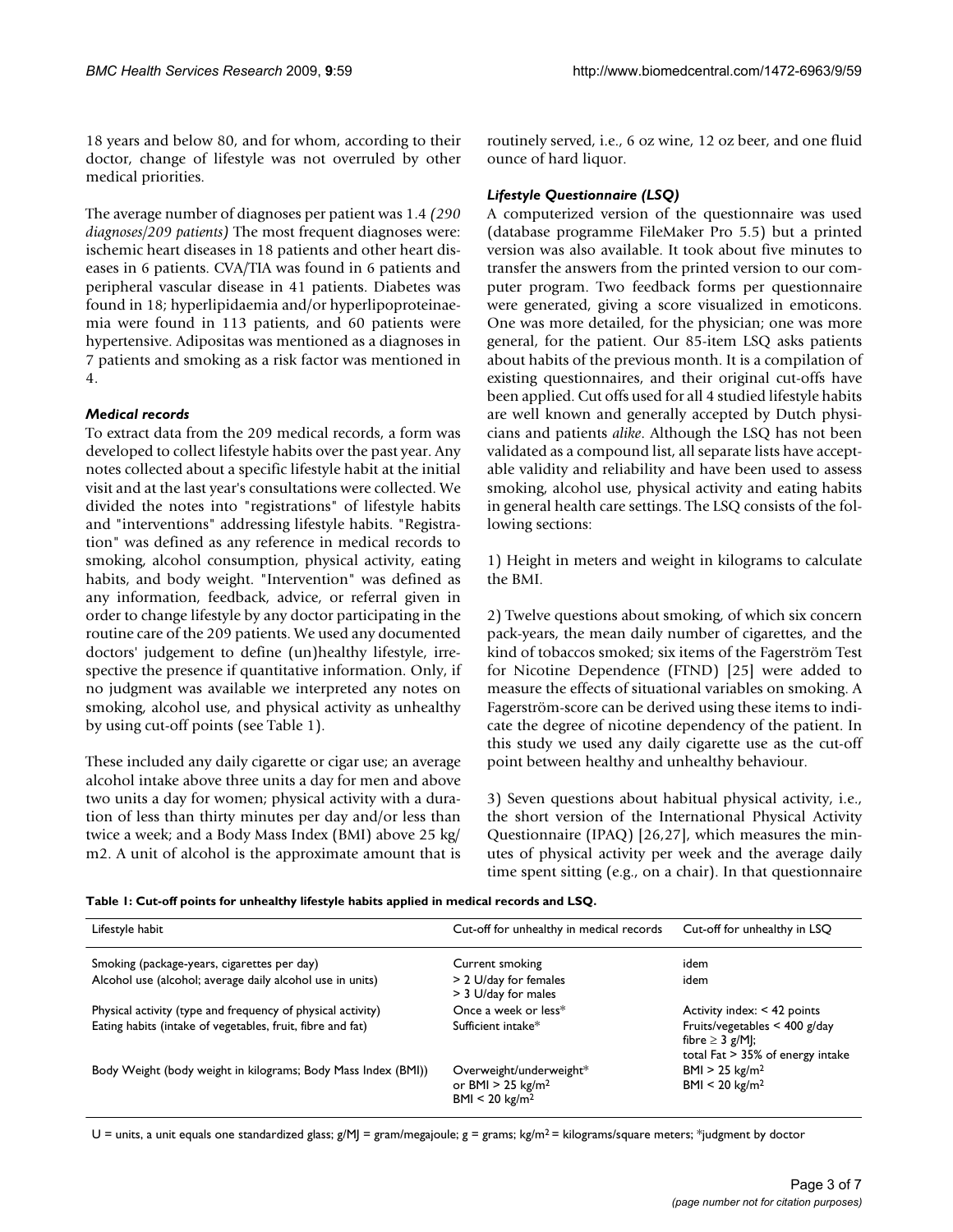18 years and below 80, and for whom, according to their doctor, change of lifestyle was not overruled by other medical priorities.

The average number of diagnoses per patient was 1.4 *(290 diagnoses/209 patients)* The most frequent diagnoses were: ischemic heart diseases in 18 patients and other heart diseases in 6 patients. CVA/TIA was found in 6 patients and peripheral vascular disease in 41 patients. Diabetes was found in 18; hyperlipidaemia and/or hyperlipoproteinaemia were found in 113 patients, and 60 patients were hypertensive. Adipositas was mentioned as a diagnoses in 7 patients and smoking as a risk factor was mentioned in 4.

### *Medical records*

To extract data from the 209 medical records, a form was developed to collect lifestyle habits over the past year. Any notes collected about a specific lifestyle habit at the initial visit and at the last year's consultations were collected. We divided the notes into "registrations" of lifestyle habits and "interventions" addressing lifestyle habits. "Registration" was defined as any reference in medical records to smoking, alcohol consumption, physical activity, eating habits, and body weight. "Intervention" was defined as any information, feedback, advice, or referral given in order to change lifestyle by any doctor participating in the routine care of the 209 patients. We used any documented doctors' judgement to define (un)healthy lifestyle, irrespective the presence if quantitative information. Only, if no judgment was available we interpreted any notes on smoking, alcohol use, and physical activity as unhealthy by using cut-off points (see Table 1).

These included any daily cigarette or cigar use; an average alcohol intake above three units a day for men and above two units a day for women; physical activity with a duration of less than thirty minutes per day and/or less than twice a week; and a Body Mass Index (BMI) above 25 kg/m2. A unit of alcohol is the approximate amount that is routinely served, i.e., 6 oz wine, 12 oz beer, and one fluid ounce of hard liquor.

### *Lifestyle Questionnaire (LSQ)*

A computerized version of the questionnaire was used (database programme FileMaker Pro 5.5) but a printed version was also available. It took about five minutes to transfer the answers from the printed version to our computer program. Two feedback forms per questionnaire were generated, giving a score visualized in emoticons. One was more detailed, for the physician; one was more general, for the patient. Our 85-item LSQ asks patients about habits of the previous month. It is a compilation of existing questionnaires, and their original cut-offs have been applied. Cut offs used for all 4 studied lifestyle habits are well known and generally accepted by Dutch physicians and patients *alike*. Although the LSQ has not been validated as a compound list, all separate lists have acceptable validity and reliability and have been used to assess smoking, alcohol use, physical activity and eating habits in general health care settings. The LSQ consists of the following sections:

1) Height in meters and weight in kilograms to calculate the BMI.

2) Twelve questions about smoking, of which six concern pack-years, the mean daily number of cigarettes, and the kind of tobaccos smoked; six items of the Fagerström Test for Nicotine Dependence (FTND) [25] were added to measure the effects of situational variables on smoking. A Fagerström-score can be derived using these items to indicate the degree of nicotine dependency of the patient. In this study we used any daily cigarette use as the cut-off point between healthy and unhealthy behaviour.

3) Seven questions about habitual physical activity, i.e., the short version of the International Physical Activity Questionnaire (IPAQ) [26,27], which measures the minutes of physical activity per week and the average daily time spent sitting (e.g., on a chair). In that questionnaire

**Table 1: Cut-off points for unhealthy lifestyle habits applied in medical records and LSQ.**

| Lifestyle habit | Cut-off for unhealthy in medical records | Cut-off for unhealthy in LSQ |
|---|---|---|
| Smoking (package-years, cigarettes per day) | Current smoking | idem |
| Alcohol use (alcohol; average daily alcohol use in units) | > 2 U/day for females<br>> 3 U/day for males | idem |
| Physical activity (type and frequency of physical activity) | Once a week or less* | Activity index: < 42 points |
| Eating habits (intake of vegetables, fruit, fibre and fat) | Sufficient intake* | Fruits/vegetables < 400 g/day<br>fibre ≥ 3 g/MJ;<br>total Fat > 35% of energy intake |
| Body Weight (body weight in kilograms; Body Mass Index (BMI)) | Overweight/underweight*<br>or BMI > 25 kg/m$^2$<br>BMI < 20 kg/m$^2$ | BMI > 25 kg/m$^2$<br>BMI < 20 kg/m$^2$ |

U = units, a unit equals one standardized glass; g/MJ = gram/megajoule; g = grams; kg/m$^2$ = kilograms/square meters; *judgment by doctor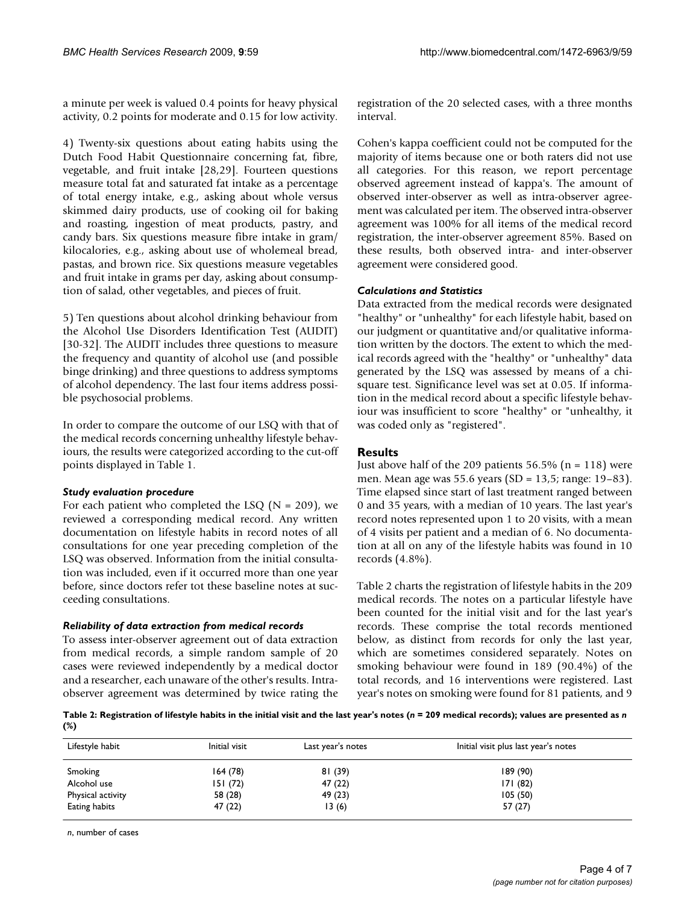a minute per week is valued 0.4 points for heavy physical activity, 0.2 points for moderate and 0.15 for low activity.

4) Twenty-six questions about eating habits using the Dutch Food Habit Questionnaire concerning fat, fibre, vegetable, and fruit intake [28,29]. Fourteen questions measure total fat and saturated fat intake as a percentage of total energy intake, e.g., asking about whole versus skimmed dairy products, use of cooking oil for baking and roasting, ingestion of meat products, pastry, and candy bars. Six questions measure fibre intake in gram/kilocalories, e.g., asking about use of wholemeal bread, pastas, and brown rice. Six questions measure vegetables and fruit intake in grams per day, asking about consumption of salad, other vegetables, and pieces of fruit.

5) Ten questions about alcohol drinking behaviour from the Alcohol Use Disorders Identification Test (AUDIT) [30-32]. The AUDIT includes three questions to measure the frequency and quantity of alcohol use (and possible binge drinking) and three questions to address symptoms of alcohol dependency. The last four items address possible psychosocial problems.

In order to compare the outcome of our LSQ with that of the medical records concerning unhealthy lifestyle behaviours, the results were categorized according to the cut-off points displayed in Table 1.

### *Study evaluation procedure*

For each patient who completed the LSQ (N = 209), we reviewed a corresponding medical record. Any written documentation on lifestyle habits in record notes of all consultations for one year preceding completion of the LSQ was observed. Information from the initial consultation was included, even if it occurred more than one year before, since doctors refer tot these baseline notes at succeeding consultations.

### *Reliability of data extraction from medical records*

To assess inter-observer agreement out of data extraction from medical records, a simple random sample of 20 cases were reviewed independently by a medical doctor and a researcher, each unaware of the other's results. Intra-observer agreement was determined by twice rating the registration of the 20 selected cases, with a three months interval.

Cohen's kappa coefficient could not be computed for the majority of items because one or both raters did not use all categories. For this reason, we report percentage observed agreement instead of kappa's. The amount of observed inter-observer as well as intra-observer agreement was calculated per item. The observed intra-observer agreement was 100% for all items of the medical record registration, the inter-observer agreement 85%. Based on these results, both observed intra- and inter-observer agreement were considered good.

### *Calculations and Statistics*

Data extracted from the medical records were designated "healthy" or "unhealthy" for each lifestyle habit, based on our judgment or quantitative and/or qualitative information written by the doctors. The extent to which the medical records agreed with the "healthy" or "unhealthy" data generated by the LSQ was assessed by means of a chi-square test. Significance level was set at 0.05. If information in the medical record about a specific lifestyle behaviour was insufficient to score "healthy" or "unhealthy, it was coded only as "registered".

## Results

Just above half of the 209 patients 56.5% (n = 118) were men. Mean age was 55.6 years (SD = 13,5; range: 19–83). Time elapsed since start of last treatment ranged between 0 and 35 years, with a median of 10 years. The last year's record notes represented upon 1 to 20 visits, with a mean of 4 visits per patient and a median of 6. No documentation at all on any of the lifestyle habits was found in 10 records (4.8%).

Table 2 charts the registration of lifestyle habits in the 209 medical records. The notes on a particular lifestyle have been counted for the initial visit and for the last year's records. These comprise the total records mentioned below, as distinct from records for only the last year, which are sometimes considered separately. Notes on smoking behaviour were found in 189 (90.4%) of the total records, and 16 interventions were registered. Last year's notes on smoking were found for 81 patients, and 9

**Table 2: Registration of lifestyle habits in the initial visit and the last year's notes (*n* = 209 medical records); values are presented as *n* (%)**

| Lifestyle habit | Initial visit | Last year's notes | Initial visit plus last year's notes |
|---|---|---|---|
| Smoking | 164 (78) | 81 (39) | 189 (90) |
| Alcohol use | 151 (72) | 47 (22) | 171 (82) |
| Physical activity | 58 (28) | 49 (23) | 105 (50) |
| Eating habits | 47 (22) | 13 (6) | 57 (27) |

*n*, number of cases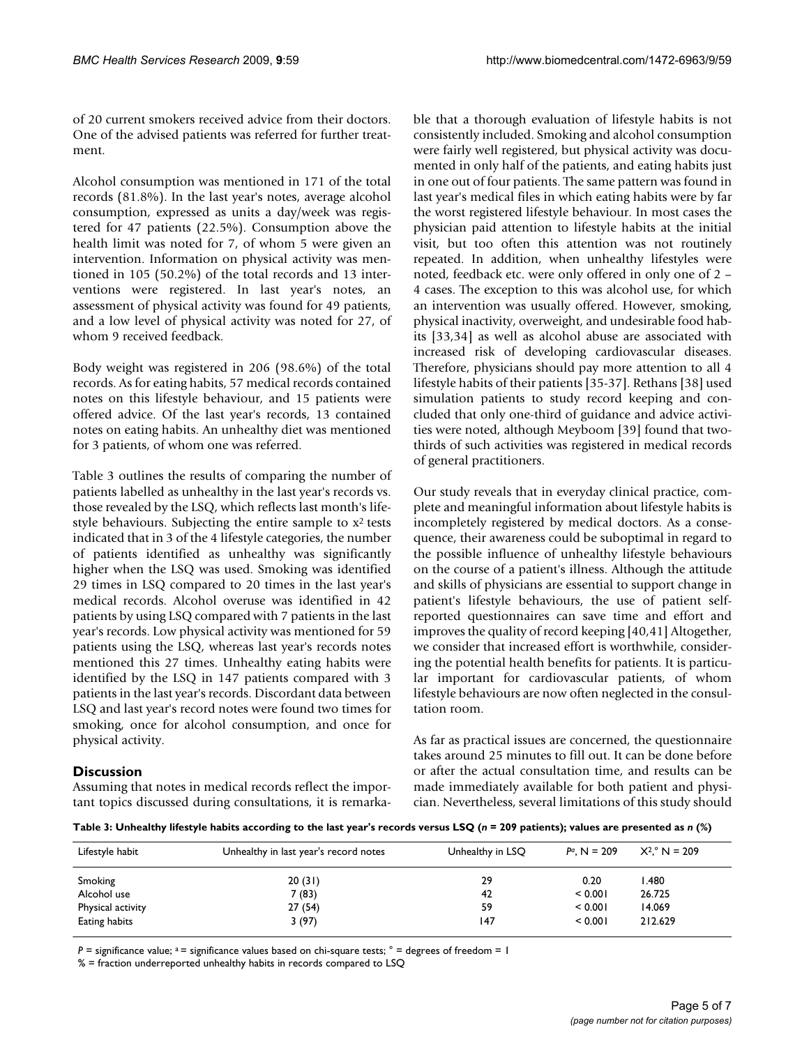of 20 current smokers received advice from their doctors. One of the advised patients was referred for further treatment.

Alcohol consumption was mentioned in 171 of the total records (81.8%). In the last year's notes, average alcohol consumption, expressed as units a day/week was registered for 47 patients (22.5%). Consumption above the health limit was noted for 7, of whom 5 were given an intervention. Information on physical activity was mentioned in 105 (50.2%) of the total records and 13 interventions were registered. In last year's notes, an assessment of physical activity was found for 49 patients, and a low level of physical activity was noted for 27, of whom 9 received feedback.

Body weight was registered in 206 (98.6%) of the total records. As for eating habits, 57 medical records contained notes on this lifestyle behaviour, and 15 patients were offered advice. Of the last year's records, 13 contained notes on eating habits. An unhealthy diet was mentioned for 3 patients, of whom one was referred.

Table 3 outlines the results of comparing the number of patients labelled as unhealthy in the last year's records vs. those revealed by the LSQ, which reflects last month's lifestyle behaviours. Subjecting the entire sample to $x^2$ tests indicated that in 3 of the 4 lifestyle categories, the number of patients identified as unhealthy was significantly higher when the LSQ was used. Smoking was identified 29 times in LSQ compared to 20 times in the last year's medical records. Alcohol overuse was identified in 42 patients by using LSQ compared with 7 patients in the last year's records. Low physical activity was mentioned for 59 patients using the LSQ, whereas last year's records notes mentioned this 27 times. Unhealthy eating habits were identified by the LSQ in 147 patients compared with 3 patients in the last year's records. Discordant data between LSQ and last year's record notes were found two times for smoking, once for alcohol consumption, and once for physical activity.

## Discussion

Assuming that notes in medical records reflect the important topics discussed during consultations, it is remarkable that a thorough evaluation of lifestyle habits is not consistently included. Smoking and alcohol consumption were fairly well registered, but physical activity was documented in only half of the patients, and eating habits just in one out of four patients. The same pattern was found in last year's medical files in which eating habits were by far the worst registered lifestyle behaviour. In most cases the physician paid attention to lifestyle habits at the initial visit, but too often this attention was not routinely repeated. In addition, when unhealthy lifestyles were noted, feedback etc. were only offered in only one of 2 – 4 cases. The exception to this was alcohol use, for which an intervention was usually offered. However, smoking, physical inactivity, overweight, and undesirable food habits [33,34] as well as alcohol abuse are associated with increased risk of developing cardiovascular diseases. Therefore, physicians should pay more attention to all 4 lifestyle habits of their patients [35-37]. Rethans [38] used simulation patients to study record keeping and concluded that only one-third of guidance and advice activities were noted, although Meyboom [39] found that two-thirds of such activities was registered in medical records of general practitioners.

Our study reveals that in everyday clinical practice, complete and meaningful information about lifestyle habits is incompletely registered by medical doctors. As a consequence, their awareness could be suboptimal in regard to the possible influence of unhealthy lifestyle behaviours on the course of a patient's illness. Although the attitude and skills of physicians are essential to support change in patient's lifestyle behaviours, the use of patient self-reported questionnaires can save time and effort and improves the quality of record keeping [40,41] Altogether, we consider that increased effort is worthwhile, considering the potential health benefits for patients. It is particular important for cardiovascular patients, of whom lifestyle behaviours are now often neglected in the consultation room.

As far as practical issues are concerned, the questionnaire takes around 25 minutes to fill out. It can be done before or after the actual consultation time, and results can be made immediately available for both patient and physician. Nevertheless, several limitations of this study should

**Table 3: Unhealthy lifestyle habits according to the last year's records versus LSQ (*n* = 209 patients); values are presented as *n* (%)**

| Lifestyle habit | Unhealthy in last year's record notes | Unhealthy in LSQ | $P^a$, N = 209 | $X^2$,° N = 209 |
|---|---|---|---|---|
| Smoking | 20 (31) | 29 | 0.20 | 1.480 |
| Alcohol use | 7 (83) | 42 | < 0.001 | 26.725 |
| Physical activity | 27 (54) | 59 | < 0.001 | 14.069 |
| Eating habits | 3 (97) | 147 | < 0.001 | 212.629 |

*P* = significance value; a = significance values based on chi-square tests; ° = degrees of freedom = 1
% = fraction underreported unhealthy habits in records compared to LSQ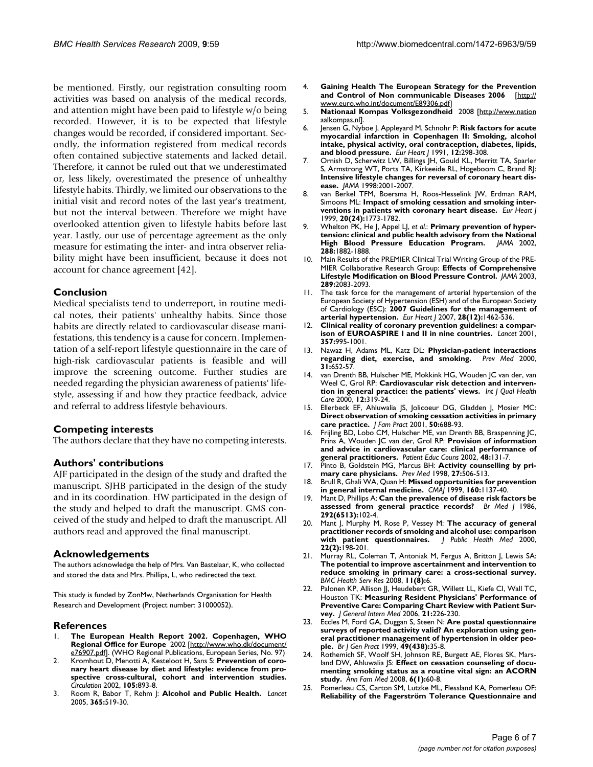be mentioned. Firstly, our registration consulting room activities was based on analysis of the medical records, and attention might have been paid to lifestyle w/o being recorded. However, it is to be expected that lifestyle changes would be recorded, if considered important. Secondly, the information registered from medical records often contained subjective statements and lacked detail. Therefore, it cannot be ruled out that we underestimated or, less likely, overestimated the presence of unhealthy lifestyle habits. Thirdly, we limited our observations to the initial visit and record notes of the last year's treatment, but not the interval between. Therefore we might have overlooked attention given to lifestyle habits before last year. Lastly, our use of percentage agreement as the only measure for estimating the inter- and intra observer reliability might have been insufficient, because it does not account for chance agreement [42].

## Conclusion

Medical specialists tend to underreport, in routine medical notes, their patients' unhealthy habits. Since those habits are directly related to cardiovascular disease manifestations, this tendency is a cause for concern. Implementation of a self-report lifestyle questionnaire in the care of high-risk cardiovascular patients is feasible and will improve the screening outcome. Further studies are needed regarding the physician awareness of patients' lifestyle, assessing if and how they practice feedback, advice and referral to address lifestyle behaviours.

## Competing interests

The authors declare that they have no competing interests.

## Authors' contributions

AJF participated in the design of the study and drafted the manuscript. SJHB participated in the design of the study and in its coordination. HW participated in the design of the study and helped to draft the manuscript. GMS conceived of the study and helped to draft the manuscript. All authors read and approved the final manuscript.

## Acknowledgements

The authors acknowledge the help of Mrs. Van Bastelaar, K, who collected and stored the data and Mrs. Phillips, L, who redirected the text.

This study is funded by ZonMw, Netherlands Organisation for Health Research and Development (Project number: 31000052).

## References

1. **The European Health Report 2002. Copenhagen, WHO Regional Office for Europe** 2002 [http://www.who.dk/document/e76907.pdf]. (WHO Regional Publications, European Series, No. 97)
2. Kromhout D, Menotti A, Kesteloot H, Sans S: **Prevention of coronary heart disease by diet and lifestyle: evidence from prospective cross-cultural, cohort and intervention studies.** *Circulation* 2002, **105:**893-8.
3. Room R, Babor T, Rehm J: **Alcohol and Public Health.** *Lancet* 2005, **365:**519-30.
4. **Gaining Health The European Strategy for the Prevention and Control of Non communicable Diseases 2006** [http://www.euro.who.int/document/E89306.pdf]
5. **Nationaal Kompas Volksgezondheid** 2008 [http://www.nationaalkompas.nl].
6. Jensen G, Nyboe J, Appleyard M, Schnohr P: **Risk factors for acute myocardial infarction in Copenhagen II: Smoking, alcohol intake, physical activity, oral contraception, diabetes, lipids, and blood pressure.** *Eur Heart J* 1991, **12:**298-308.
7. Ornish D, Scherwitz LW, Billings JH, Gould KL, Merritt TA, Sparler S, Armstrong WT, Ports TA, Kirkeide RL, Hogeboom C, Brand RJ: **Intensive lifestyle changes for reversal of coronary heart disease.** *JAMA* 1998:2001-2007.
8. van Berkel TFM, Boersma H, Roos-Hesselink JW, Erdman RAM, Simoons ML: **Impact of smoking cessation and smoking interventions in patients with coronary heart disease.** *Eur Heart J* 1999, **20(24):**1773-1782.
9. Whelton PK, He J, Appel LJ, *et al.*: **Primary prevention of hypertension: clinical and public health advisory from the National High Blood Pressure Education Program.** *JAMA* 2002, **288:**1882-1888.
10. Main Results of the PREMIER Clinical Trial Writing Group of the PREMIER Collaborative Research Group: **Effects of Comprehensive Lifestyle Modification on Blood Pressure Control.** *JAMA* 2003, **289:**2083-2093.
11. The task force for the management of arterial hypertension of the European Society of Hypertension (ESH) and of the European Society of Cardiology (ESC): **2007 Guidelines for the management of arterial hypertension.** *Eur Heart J* 2007, **28(12):**1462-536.
12. **Clinical reality of coronary prevention guidelines: a comparison of EUROASPIRE I and II in nine countries.** *Lancet* 2001, **357:**995-1001.
13. Nawaz H, Adams ML, Katz DL: **Physician-patient interactions regarding diet, exercise, and smoking.** *Prev Med* 2000, **31:**652-57.
14. van Drenth BB, Hulscher ME, Mokkink HG, Wouden JC van der, van Weel C, Grol RP: **Cardiovascular risk detection and intervention in general practice: the patients' views.** *Int J Qual Health Care* 2000, **12:**319-24.
15. Ellerbeck EF, Ahluwalia JS, Jolicoeur DG, Gladden J, Mosier MC: **Direct observation of smoking cessation activities in primary care practice.** *J Fam Pract* 2001, **50:**688-93.
16. Frijling BD, Lobo CM, Hulscher ME, van Drenth BB, Braspenning JC, Prins A, Wouden JC van der, Grol RP: **Provision of information and advice in cardiovascular care: clinical performance of general practitioners.** *Patient Educ Couns* 2002, **48:**131-7.
17. Pinto B, Goldstein MG, Marcus BH: **Activity counselling by primary care physicians.** *Prev Med* 1998, **27:**506-513.
18. Brull R, Ghali WA, Quan H: **Missed opportunities for prevention in general internal medicine.** *CMAJ* 1999, **160:**1137-40.
19. Mant D, Phillips A: **Can the prevalence of disease risk factors be assessed from general practice records?** *Br Med J* 1986, **292(6513):**102-4.
20. Mant J, Murphy M, Rose P, Vessey M: **The accuracy of general practitioner records of smoking and alcohol use: comparison with patient questionnaires.** *J Public Health Med* 2000, **22(2):**198-201.
21. Murray RL, Coleman T, Antoniak M, Fergus A, Britton J, Lewis SA: **The potential to improve ascertainment and intervention to reduce smoking in primary care: a cross-sectional survey.** *BMC Health Serv Res* 2008, **11(8):**6.
22. Palonen KP, Allison JJ, Heudebert GR, Willett LL, Kiefe CI, Wall TC, Houston TK: **Measuring Resident Physicians' Performance of Preventive Care: Comparing Chart Review with Patient Survey.** *J General Intern Med* 2006, **21:**226-230.
23. Eccles M, Ford GA, Duggan S, Steen N: **Are postal questionnaire surveys of reported activity valid? An exploration using general practitioner management of hypertension in older people.** *Br J Gen Pract* 1999, **49(438):**35-8.
24. Rothemich SF, Woolf SH, Johnson RE, Burgett AE, Flores SK, Marsland DW, Ahluwalia JS: **Effect on cessation counseling of documenting smoking status as a routine vital sign: an ACORN study.** *Ann Fam Med* 2008, **6(1):**60-8.
25. Pomerleau CS, Carton SM, Lutzke ML, Flessland KA, Pomerleau OF: **Reliability of the Fagerström Tolerance Questionnaire and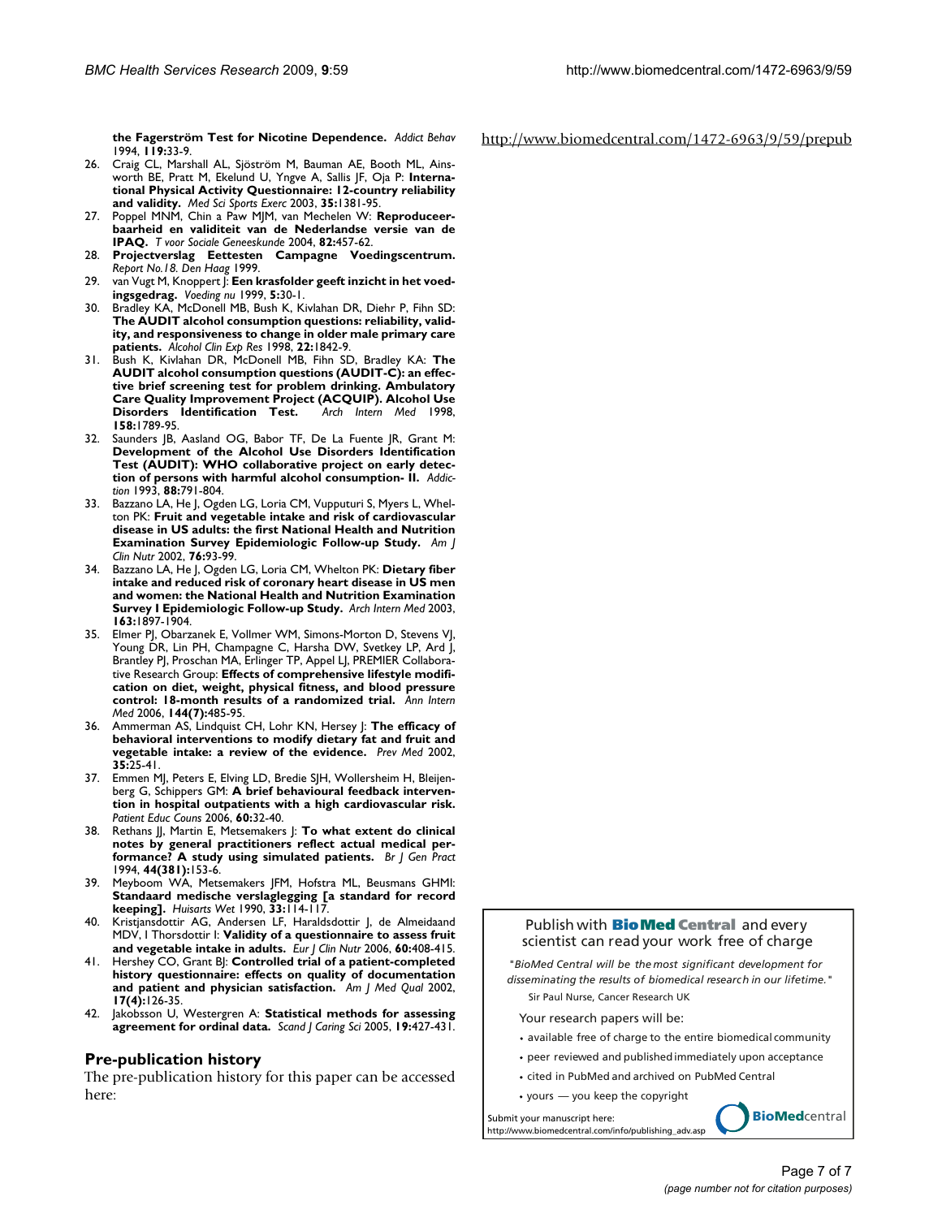**the Fagerström Test for Nicotine Dependence.** *Addict Behav* 1994, **119:**33-9.

26. Craig CL, Marshall AL, Sjöström M, Bauman AE, Booth ML, Ainsworth BE, Pratt M, Ekelund U, Yngve A, Sallis JF, Oja P: **International Physical Activity Questionnaire: 12-country reliability and validity.** *Med Sci Sports Exerc* 2003, **35:**1381-95.
27. Poppel MNM, Chin a Paw MJM, van Mechelen W: **Reproduceerbaarheid en validiteit van de Nederlandse versie van de IPAQ.** *T voor Sociale Geneeskunde* 2004, **82:**457-62.
28. **Projectverslag Eettesten Campagne Voedingscentrum.** *Report No.18. Den Haag* 1999.
29. van Vugt M, Knoppert J: **Een krasfolder geeft inzicht in het voedingsgedrag.** *Voeding nu* 1999, **5:**30-1.
30. Bradley KA, McDonell MB, Bush K, Kivlahan DR, Diehr P, Fihn SD: **The AUDIT alcohol consumption questions: reliability, validity, and responsiveness to change in older male primary care patients.** *Alcohol Clin Exp Res* 1998, **22:**1842-9.
31. Bush K, Kivlahan DR, McDonell MB, Fihn SD, Bradley KA: **The AUDIT alcohol consumption questions (AUDIT-C): an effective brief screening test for problem drinking. Ambulatory Care Quality Improvement Project (ACQUIP). Alcohol Use Disorders Identification Test.** *Arch Intern Med* 1998, **158:**1789-95.
32. Saunders JB, Aasland OG, Babor TF, De La Fuente JR, Grant M: **Development of the Alcohol Use Disorders Identification Test (AUDIT): WHO collaborative project on early detection of persons with harmful alcohol consumption- II.** *Addiction* 1993, **88:**791-804.
33. Bazzano LA, He J, Ogden LG, Loria CM, Vupputuri S, Myers L, Whelton PK: **Fruit and vegetable intake and risk of cardiovascular disease in US adults: the first National Health and Nutrition Examination Survey Epidemiologic Follow-up Study.** *Am J Clin Nutr* 2002, **76:**93-99.
34. Bazzano LA, He J, Ogden LG, Loria CM, Whelton PK: **Dietary fiber intake and reduced risk of coronary heart disease in US men and women: the National Health and Nutrition Examination Survey I Epidemiologic Follow-up Study.** *Arch Intern Med* 2003, **163:**1897-1904.
35. Elmer PJ, Obarzanek E, Vollmer WM, Simons-Morton D, Stevens VJ, Young DR, Lin PH, Champagne C, Harsha DW, Svetkey LP, Ard J, Brantley PJ, Proschan MA, Erlinger TP, Appel LJ, PREMIER Collaborative Research Group: **Effects of comprehensive lifestyle modification on diet, weight, physical fitness, and blood pressure control: 18-month results of a randomized trial.** *Ann Intern Med* 2006, **144(7):**485-95.
36. Ammerman AS, Lindquist CH, Lohr KN, Hersey J: **The efficacy of behavioral interventions to modify dietary fat and fruit and vegetable intake: a review of the evidence.** *Prev Med* 2002, **35:**25-41.
37. Emmen MJ, Peters E, Elving LD, Bredie SJH, Wollersheim H, Bleijenberg G, Schippers GM: **A brief behavioural feedback intervention in hospital outpatients with a high cardiovascular risk.** *Patient Educ Couns* 2006, **60:**32-40.
38. Rethans JJ, Martin E, Metsemakers J: **To what extent do clinical notes by general practitioners reflect actual medical performance? A study using simulated patients.** *Br J Gen Pract* 1994, **44(381):**153-6.
39. Meyboom WA, Metsemakers JFM, Hofstra ML, Beusmans GHMI: **Standaard medische verslaglegging [a standard for record keeping].** *Huisarts Wet* 1990, **33:**114-117.
40. Kristjansdottir AG, Andersen LF, Haraldsdottir J, de Almeidaand MDV, I Thorsdottir I: **Validity of a questionnaire to assess fruit and vegetable intake in adults.** *Eur J Clin Nutr* 2006, **60:**408-415.
41. Hershey CO, Grant BJ: **Controlled trial of a patient-completed history questionnaire: effects on quality of documentation and patient and physician satisfaction.** *Am J Med Qual* 2002, **17(4):**126-35.
42. Jakobsson U, Westergren A: **Statistical methods for assessing agreement for ordinal data.** *Scand J Caring Sci* 2005, **19:**427-431.

## Pre-publication history

The pre-publication history for this paper can be accessed here:

http://www.biomedcentral.com/1472-6963/9/59/prepub

Publish with **BioMed Central** and every scientist can read your work free of charge

*"BioMed Central will be the most significant development for disseminating the results of biomedical research in our lifetime."*

Sir Paul Nurse, Cancer Research UK

Your research papers will be:

- available free of charge to the entire biomedical community
- peer reviewed and published immediately upon acceptance
- cited in PubMed and archived on PubMed Central
- yours — you keep the copyright

Submit your manuscript here:
http://www.biomedcentral.com/info/publishing_adv.asp

BioMedcentral